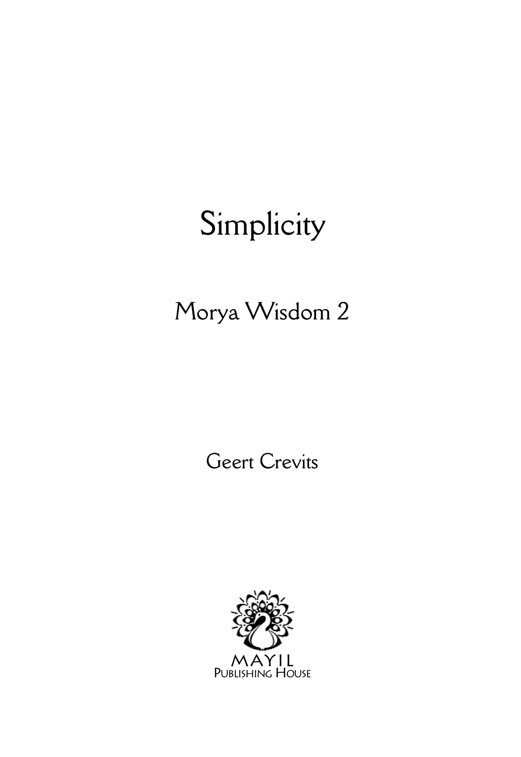# Simplicity

## Morya Wisdom 2

Geert Crevits

MAYIL
Publishing House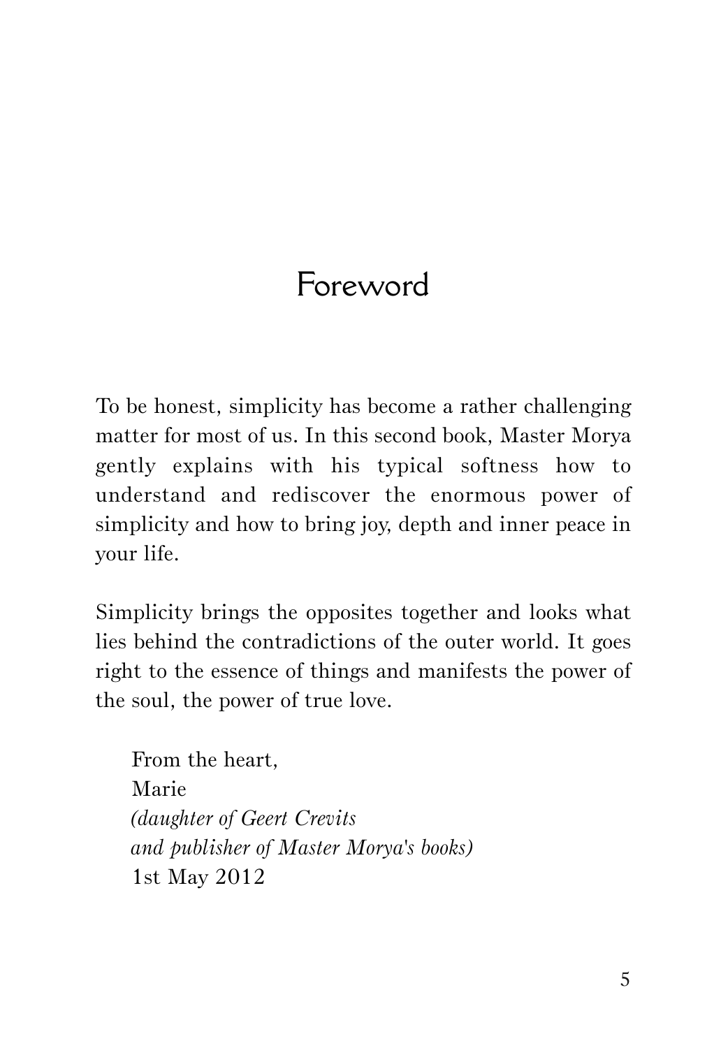# Foreword

To be honest, simplicity has become a rather challenging matter for most of us. In this second book, Master Morya gently explains with his typical softness how to understand and rediscover the enormous power of simplicity and how to bring joy, depth and inner peace in your life.

Simplicity brings the opposites together and looks what lies behind the contradictions of the outer world. It goes right to the essence of things and manifests the power of the soul, the power of true love.

From the heart,
Marie
*(daughter of Geert Crevits*
*and publisher of Master Morya's books)*
1st May 2012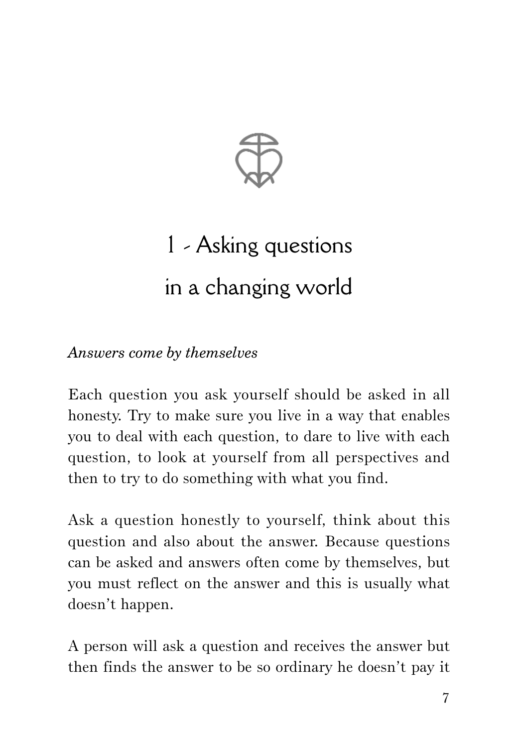# 1 - Asking questions in a changing world

*Answers come by themselves*

Each question you ask yourself should be asked in all honesty. Try to make sure you live in a way that enables you to deal with each question, to dare to live with each question, to look at yourself from all perspectives and then to try to do something with what you find.

Ask a question honestly to yourself, think about this question and also about the answer. Because questions can be asked and answers often come by themselves, but you must reflect on the answer and this is usually what doesn't happen.

A person will ask a question and receives the answer but then finds the answer to be so ordinary he doesn't pay it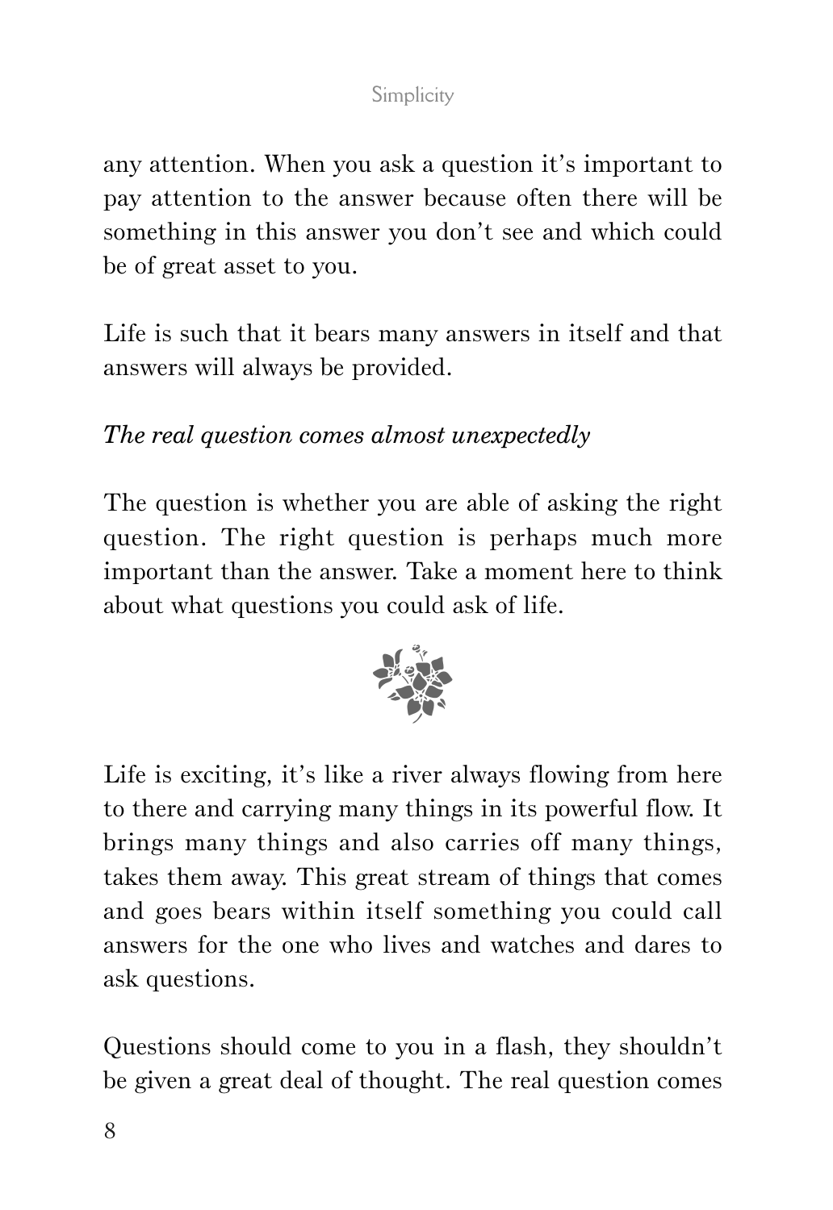any attention. When you ask a question it's important to pay attention to the answer because often there will be something in this answer you don't see and which could be of great asset to you.

Life is such that it bears many answers in itself and that answers will always be provided.

*The real question comes almost unexpectedly*

The question is whether you are able of asking the right question. The right question is perhaps much more important than the answer. Take a moment here to think about what questions you could ask of life.

Life is exciting, it's like a river always flowing from here to there and carrying many things in its powerful flow. It brings many things and also carries off many things, takes them away. This great stream of things that comes and goes bears within itself something you could call answers for the one who lives and watches and dares to ask questions.

Questions should come to you in a flash, they shouldn't be given a great deal of thought. The real question comes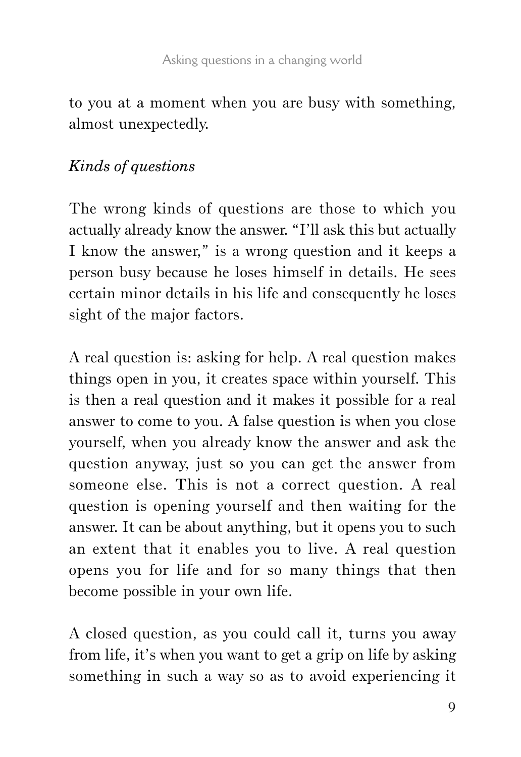to you at a moment when you are busy with something, almost unexpectedly.

*Kinds of questions*

The wrong kinds of questions are those to which you actually already know the answer. "I'll ask this but actually I know the answer," is a wrong question and it keeps a person busy because he loses himself in details. He sees certain minor details in his life and consequently he loses sight of the major factors.

A real question is: asking for help. A real question makes things open in you, it creates space within yourself. This is then a real question and it makes it possible for a real answer to come to you. A false question is when you close yourself, when you already know the answer and ask the question anyway, just so you can get the answer from someone else. This is not a correct question. A real question is opening yourself and then waiting for the answer. It can be about anything, but it opens you to such an extent that it enables you to live. A real question opens you for life and for so many things that then become possible in your own life.

A closed question, as you could call it, turns you away from life, it's when you want to get a grip on life by asking something in such a way so as to avoid experiencing it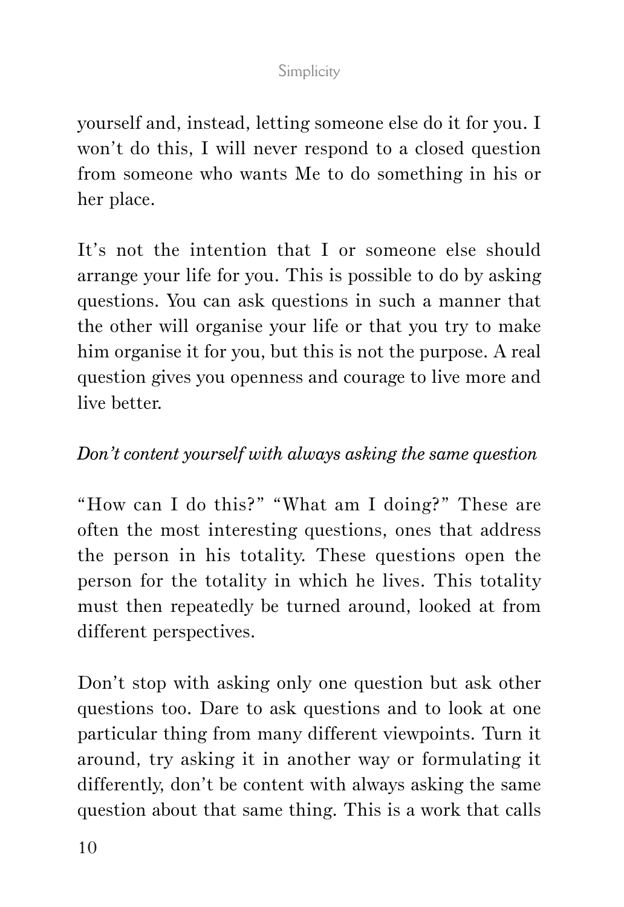yourself and, instead, letting someone else do it for you. I won't do this, I will never respond to a closed question from someone who wants Me to do something in his or her place.

It's not the intention that I or someone else should arrange your life for you. This is possible to do by asking questions. You can ask questions in such a manner that the other will organise your life or that you try to make him organise it for you, but this is not the purpose. A real question gives you openness and courage to live more and live better.

*Don't content yourself with always asking the same question*

"How can I do this?" "What am I doing?" These are often the most interesting questions, ones that address the person in his totality. These questions open the person for the totality in which he lives. This totality must then repeatedly be turned around, looked at from different perspectives.

Don't stop with asking only one question but ask other questions too. Dare to ask questions and to look at one particular thing from many different viewpoints. Turn it around, try asking it in another way or formulating it differently, don't be content with always asking the same question about that same thing. This is a work that calls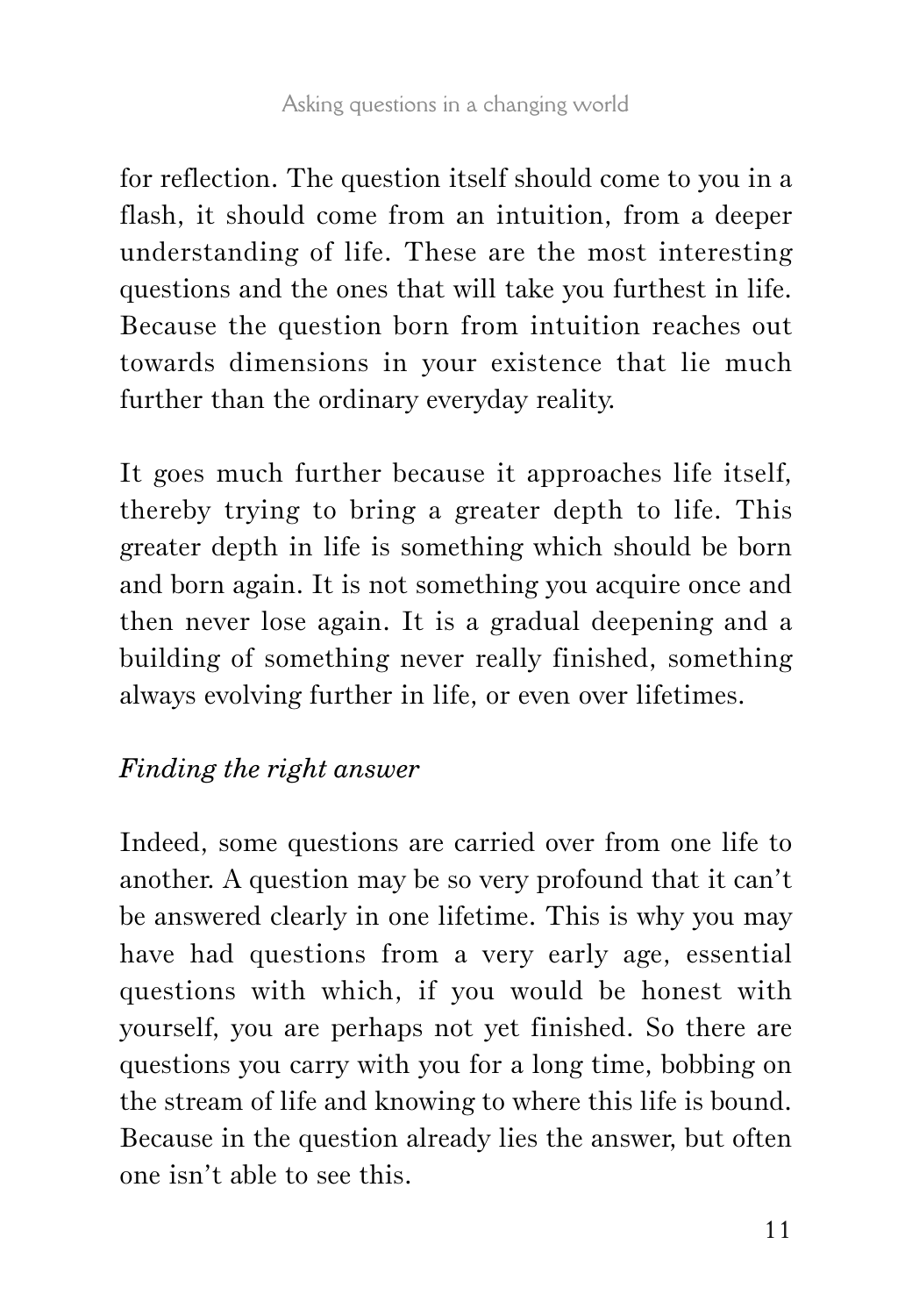for reflection. The question itself should come to you in a flash, it should come from an intuition, from a deeper understanding of life. These are the most interesting questions and the ones that will take you furthest in life. Because the question born from intuition reaches out towards dimensions in your existence that lie much further than the ordinary everyday reality.

It goes much further because it approaches life itself, thereby trying to bring a greater depth to life. This greater depth in life is something which should be born and born again. It is not something you acquire once and then never lose again. It is a gradual deepening and a building of something never really finished, something always evolving further in life, or even over lifetimes.

### *Finding the right answer*

Indeed, some questions are carried over from one life to another. A question may be so very profound that it can't be answered clearly in one lifetime. This is why you may have had questions from a very early age, essential questions with which, if you would be honest with yourself, you are perhaps not yet finished. So there are questions you carry with you for a long time, bobbing on the stream of life and knowing to where this life is bound. Because in the question already lies the answer, but often one isn't able to see this.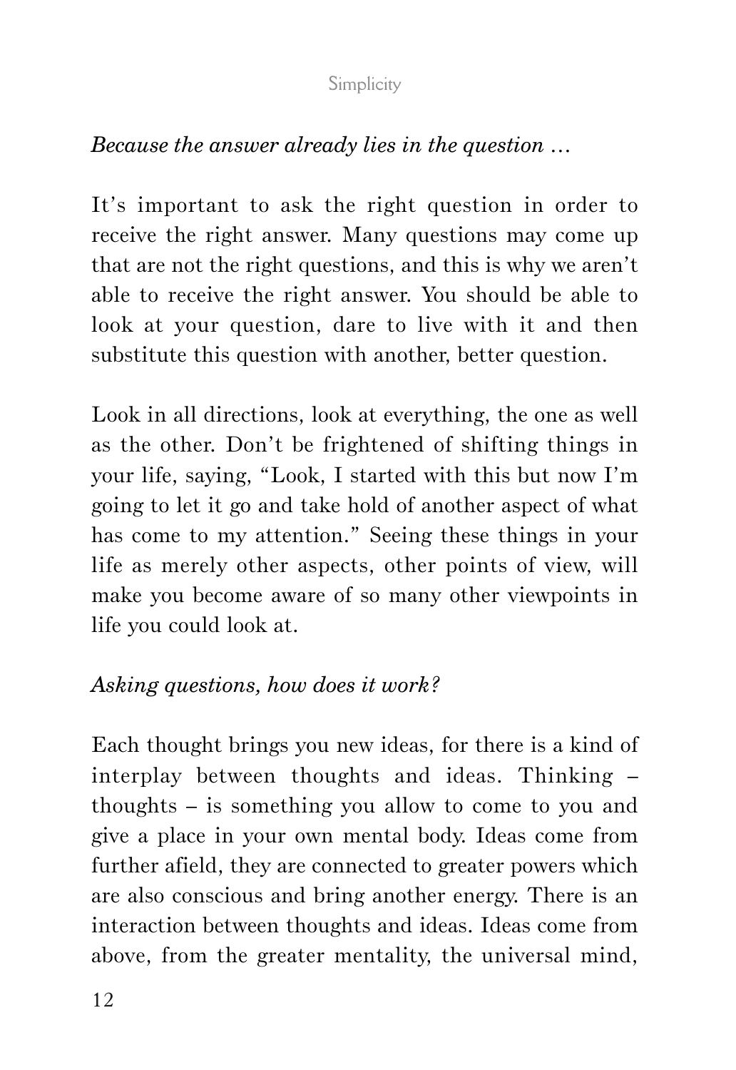*Because the answer already lies in the question …*

It's important to ask the right question in order to receive the right answer. Many questions may come up that are not the right questions, and this is why we aren't able to receive the right answer. You should be able to look at your question, dare to live with it and then substitute this question with another, better question.

Look in all directions, look at everything, the one as well as the other. Don't be frightened of shifting things in your life, saying, "Look, I started with this but now I'm going to let it go and take hold of another aspect of what has come to my attention." Seeing these things in your life as merely other aspects, other points of view, will make you become aware of so many other viewpoints in life you could look at.

*Asking questions, how does it work?*

Each thought brings you new ideas, for there is a kind of interplay between thoughts and ideas. Thinking – thoughts – is something you allow to come to you and give a place in your own mental body. Ideas come from further afield, they are connected to greater powers which are also conscious and bring another energy. There is an interaction between thoughts and ideas. Ideas come from above, from the greater mentality, the universal mind,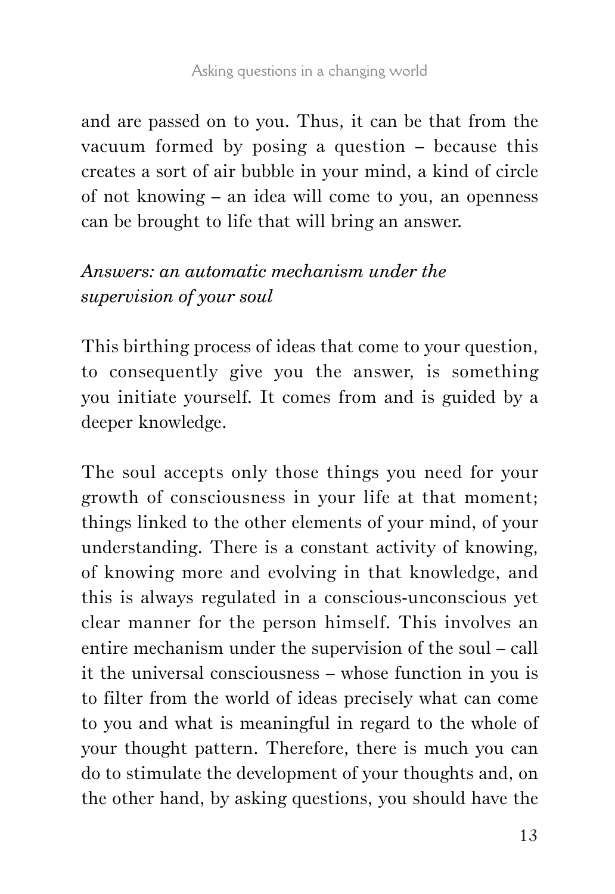and are passed on to you. Thus, it can be that from the vacuum formed by posing a question – because this creates a sort of air bubble in your mind, a kind of circle of not knowing – an idea will come to you, an openness can be brought to life that will bring an answer.

### *Answers: an automatic mechanism under the supervision of your soul*

This birthing process of ideas that come to your question, to consequently give you the answer, is something you initiate yourself. It comes from and is guided by a deeper knowledge.

The soul accepts only those things you need for your growth of consciousness in your life at that moment; things linked to the other elements of your mind, of your understanding. There is a constant activity of knowing, of knowing more and evolving in that knowledge, and this is always regulated in a conscious-unconscious yet clear manner for the person himself. This involves an entire mechanism under the supervision of the soul – call it the universal consciousness – whose function in you is to filter from the world of ideas precisely what can come to you and what is meaningful in regard to the whole of your thought pattern. Therefore, there is much you can do to stimulate the development of your thoughts and, on the other hand, by asking questions, you should have the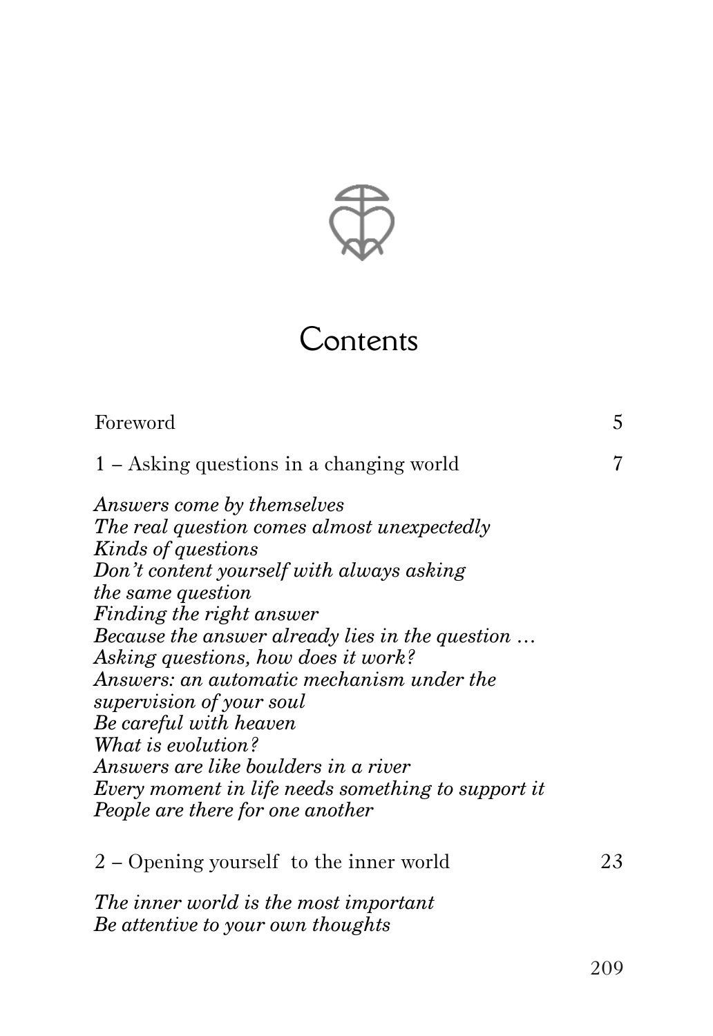# Contents

Foreword 5

1 – Asking questions in a changing world 7

*Answers come by themselves*
*The real question comes almost unexpectedly*
*Kinds of questions*
*Don't content yourself with always asking the same question*
*Finding the right answer*
*Because the answer already lies in the question …*
*Asking questions, how does it work?*
*Answers: an automatic mechanism under the supervision of your soul*
*Be careful with heaven*
*What is evolution?*
*Answers are like boulders in a river*
*Every moment in life needs something to support it*
*People are there for one another*

2 – Opening yourself to the inner world 23

*The inner world is the most important*
*Be attentive to your own thoughts*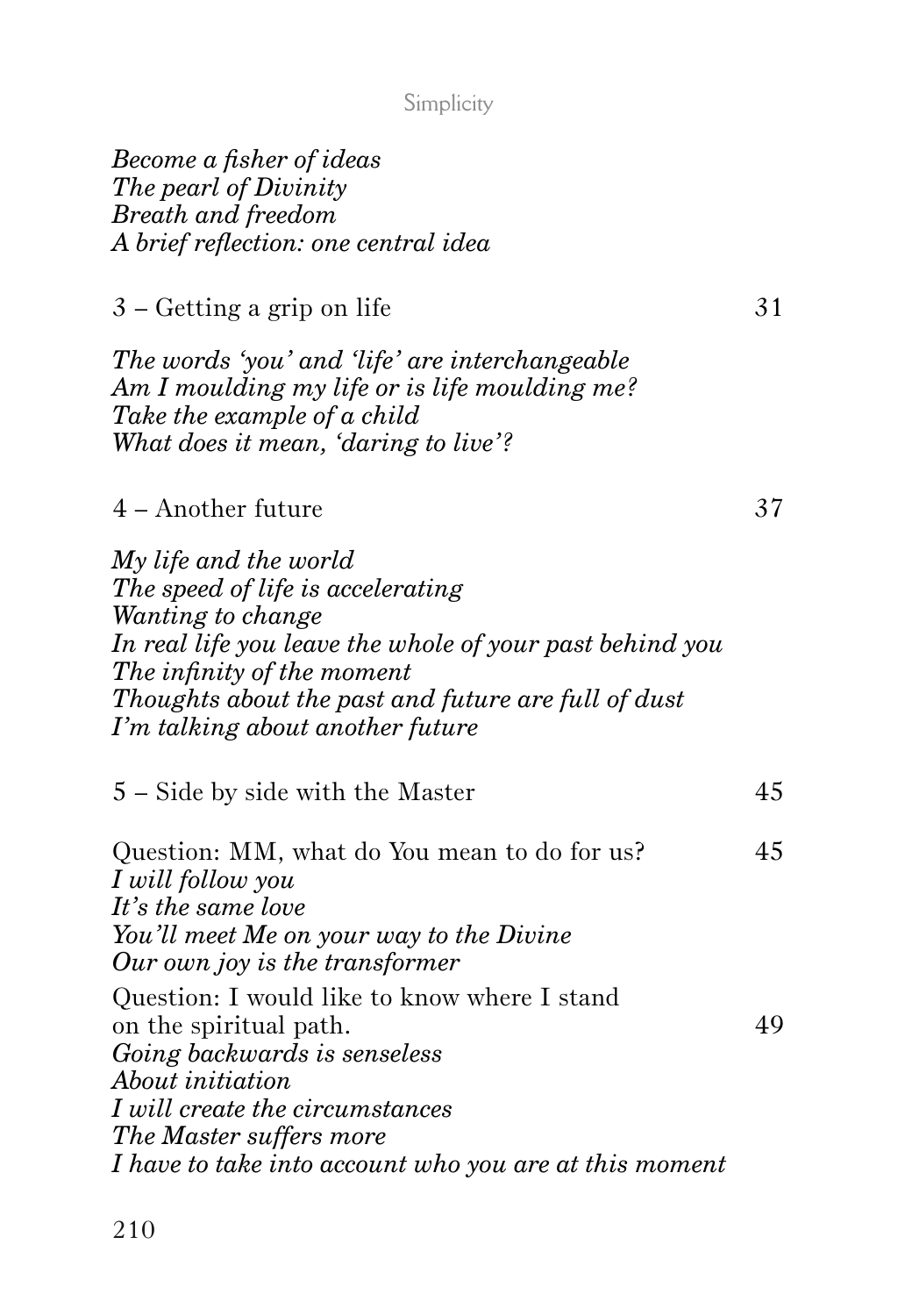*Become a fisher of ideas*
*The pearl of Divinity*
*Breath and freedom*
*A brief reflection: one central idea*

3 – Getting a grip on life 31

*The words 'you' and 'life' are interchangeable*
*Am I moulding my life or is life moulding me?*
*Take the example of a child*
*What does it mean, 'daring to live'?*

4 – Another future 37

*My life and the world*
*The speed of life is accelerating*
*Wanting to change*
*In real life you leave the whole of your past behind you*
*The infinity of the moment*
*Thoughts about the past and future are full of dust*
*I'm talking about another future*

5 – Side by side with the Master 45

Question: MM, what do You mean to do for us? 45
*I will follow you*
*It's the same love*
*You'll meet Me on your way to the Divine*
*Our own joy is the transformer*

Question: I would like to know where I stand on the spiritual path. 49
*Going backwards is senseless*
*About initiation*
*I will create the circumstances*
*The Master suffers more*
*I have to take into account who you are at this moment*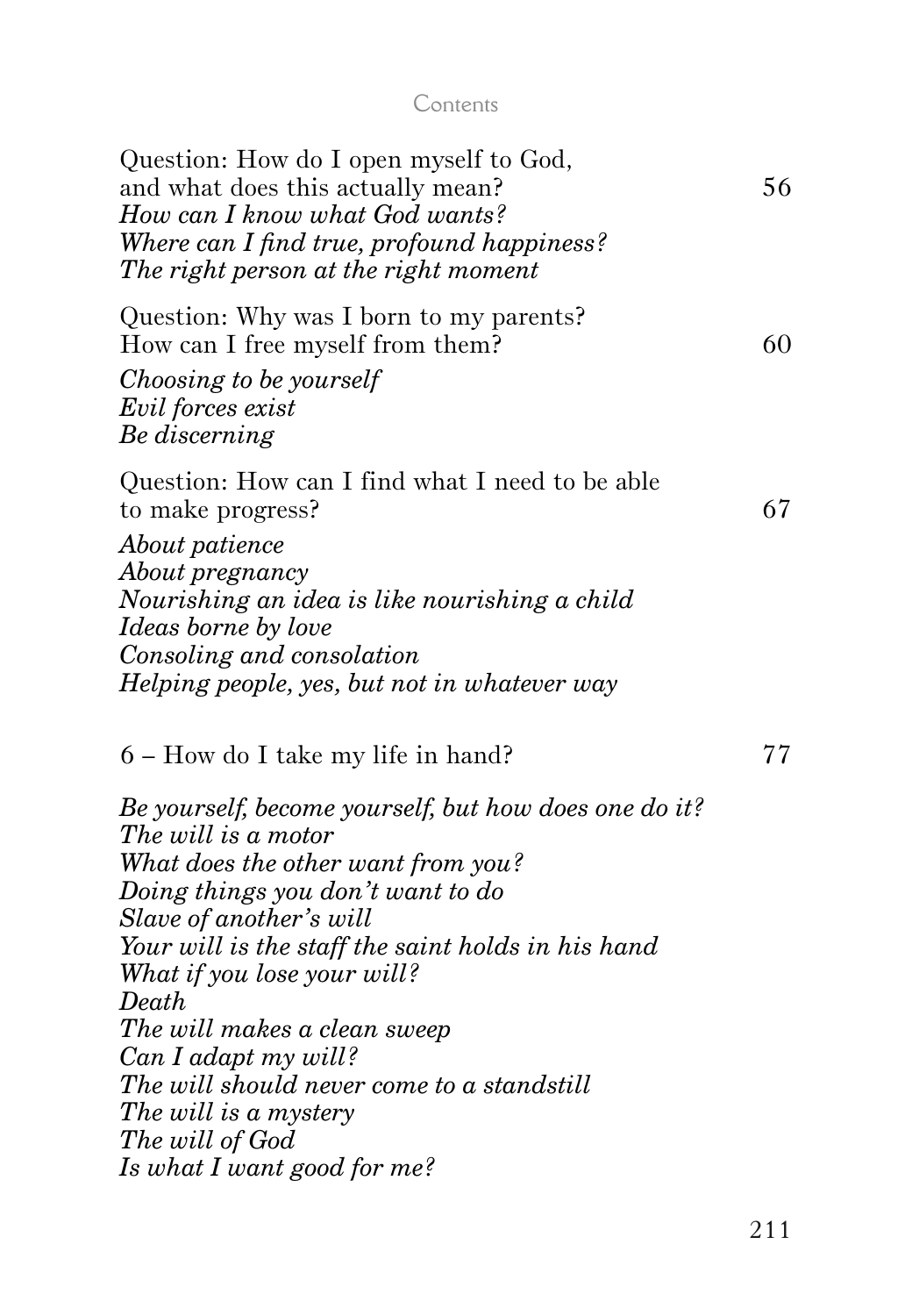Question: How do I open myself to God, and what does this actually mean? 56

*How can I know what God wants?*
*Where can I find true, profound happiness?*
*The right person at the right moment*

Question: Why was I born to my parents? How can I free myself from them? 60

*Choosing to be yourself*
*Evil forces exist*
*Be discerning*

Question: How can I find what I need to be able to make progress? 67

*About patience*
*About pregnancy*
*Nourishing an idea is like nourishing a child*
*Ideas borne by love*
*Consoling and consolation*
*Helping people, yes, but not in whatever way*

6 – How do I take my life in hand? 77

*Be yourself, become yourself, but how does one do it?*
*The will is a motor*
*What does the other want from you?*
*Doing things you don't want to do*
*Slave of another's will*
*Your will is the staff the saint holds in his hand*
*What if you lose your will?*
*Death*
*The will makes a clean sweep*
*Can I adapt my will?*
*The will should never come to a standstill*
*The will is a mystery*
*The will of God*
*Is what I want good for me?*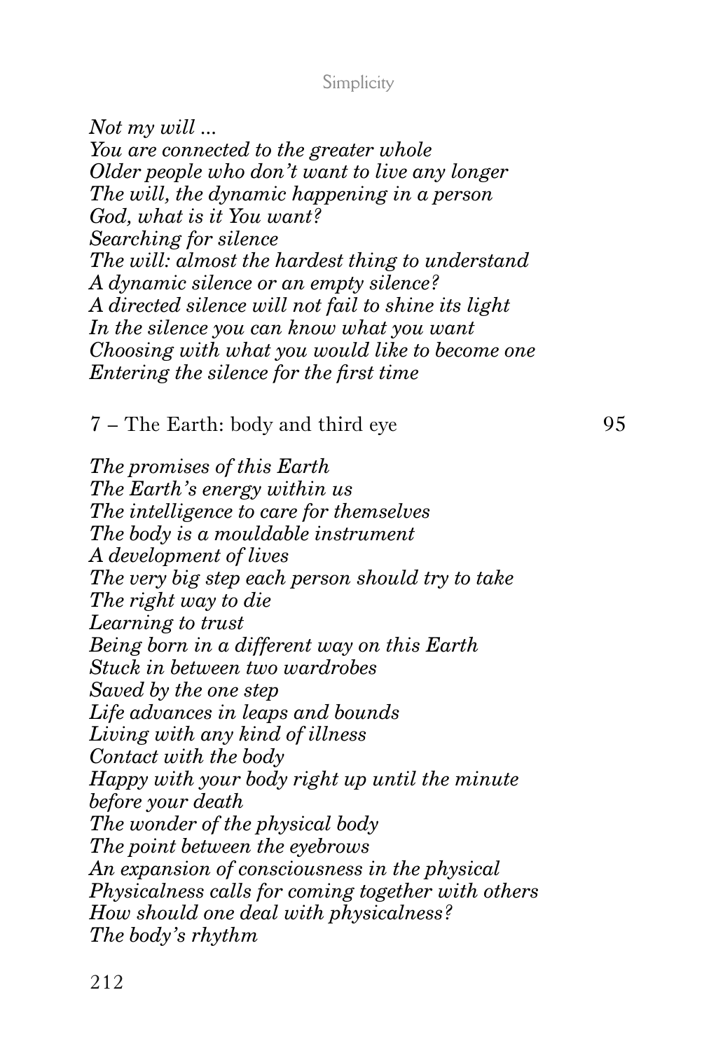*Not my will ...*
*You are connected to the greater whole*
*Older people who don't want to live any longer*
*The will, the dynamic happening in a person*
*God, what is it You want?*
*Searching for silence*
*The will: almost the hardest thing to understand*
*A dynamic silence or an empty silence?*
*A directed silence will not fail to shine its light*
*In the silence you can know what you want*
*Choosing with what you would like to become one*
*Entering the silence for the first time*

7 – The Earth: body and third eye 95

*The promises of this Earth*
*The Earth's energy within us*
*The intelligence to care for themselves*
*The body is a mouldable instrument*
*A development of lives*
*The very big step each person should try to take*
*The right way to die*
*Learning to trust*
*Being born in a different way on this Earth*
*Stuck in between two wardrobes*
*Saved by the one step*
*Life advances in leaps and bounds*
*Living with any kind of illness*
*Contact with the body*
*Happy with your body right up until the minute before your death*
*The wonder of the physical body*
*The point between the eyebrows*
*An expansion of consciousness in the physical*
*Physicalness calls for coming together with others*
*How should one deal with physicalness?*
*The body's rhythm*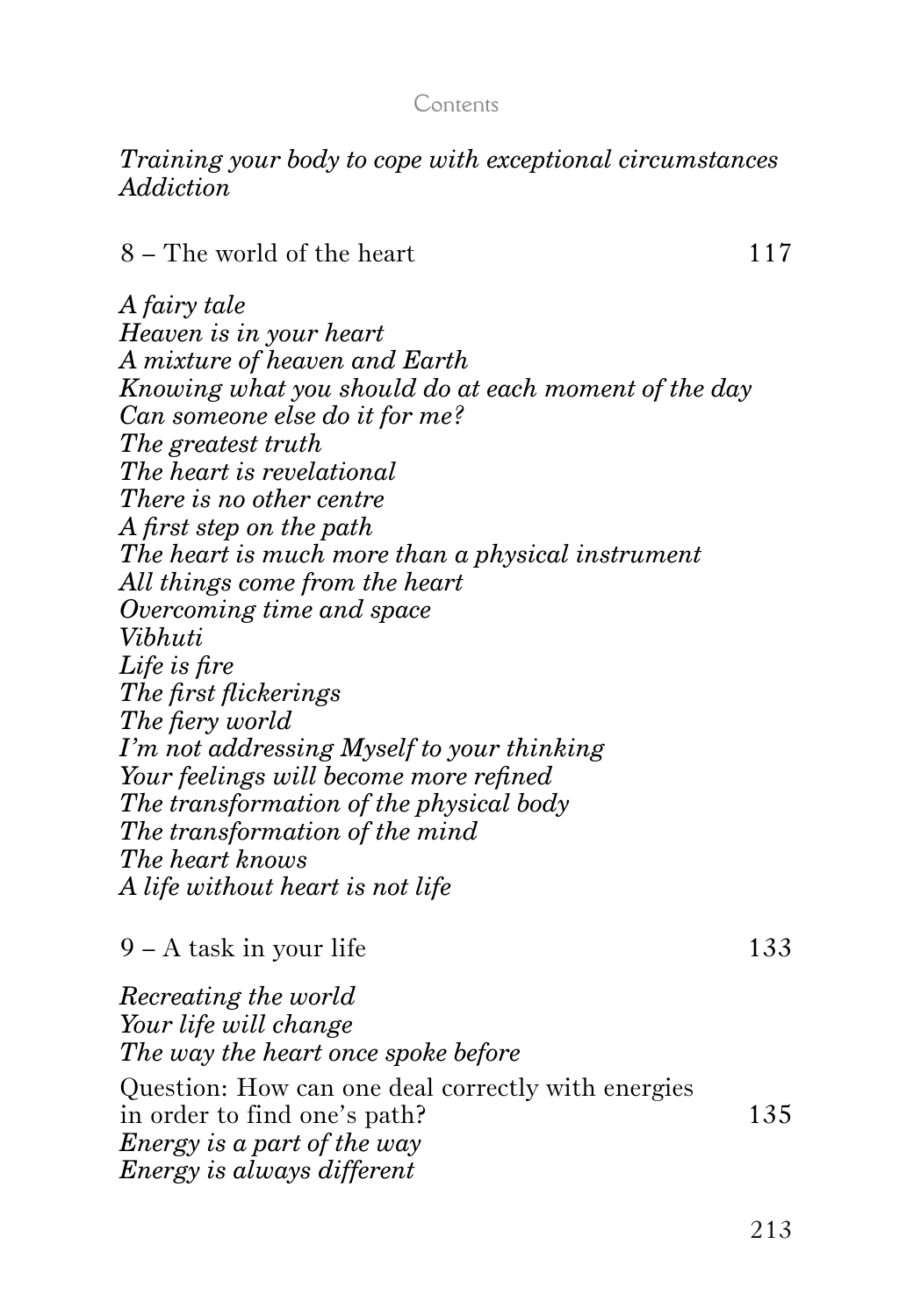*Training your body to cope with exceptional circumstances*
*Addiction*

8 – The world of the heart 117

*A fairy tale*
*Heaven is in your heart*
*A mixture of heaven and Earth*
*Knowing what you should do at each moment of the day*
*Can someone else do it for me?*
*The greatest truth*
*The heart is revelational*
*There is no other centre*
*A first step on the path*
*The heart is much more than a physical instrument*
*All things come from the heart*
*Overcoming time and space*
*Vibhuti*
*Life is fire*
*The first flickerings*
*The fiery world*
*I'm not addressing Myself to your thinking*
*Your feelings will become more refined*
*The transformation of the physical body*
*The transformation of the mind*
*The heart knows*
*A life without heart is not life*

9 – A task in your life 133

*Recreating the world*
*Your life will change*
*The way the heart once spoke before*

Question: How can one deal correctly with energies in order to find one's path? 135
*Energy is a part of the way*
*Energy is always different*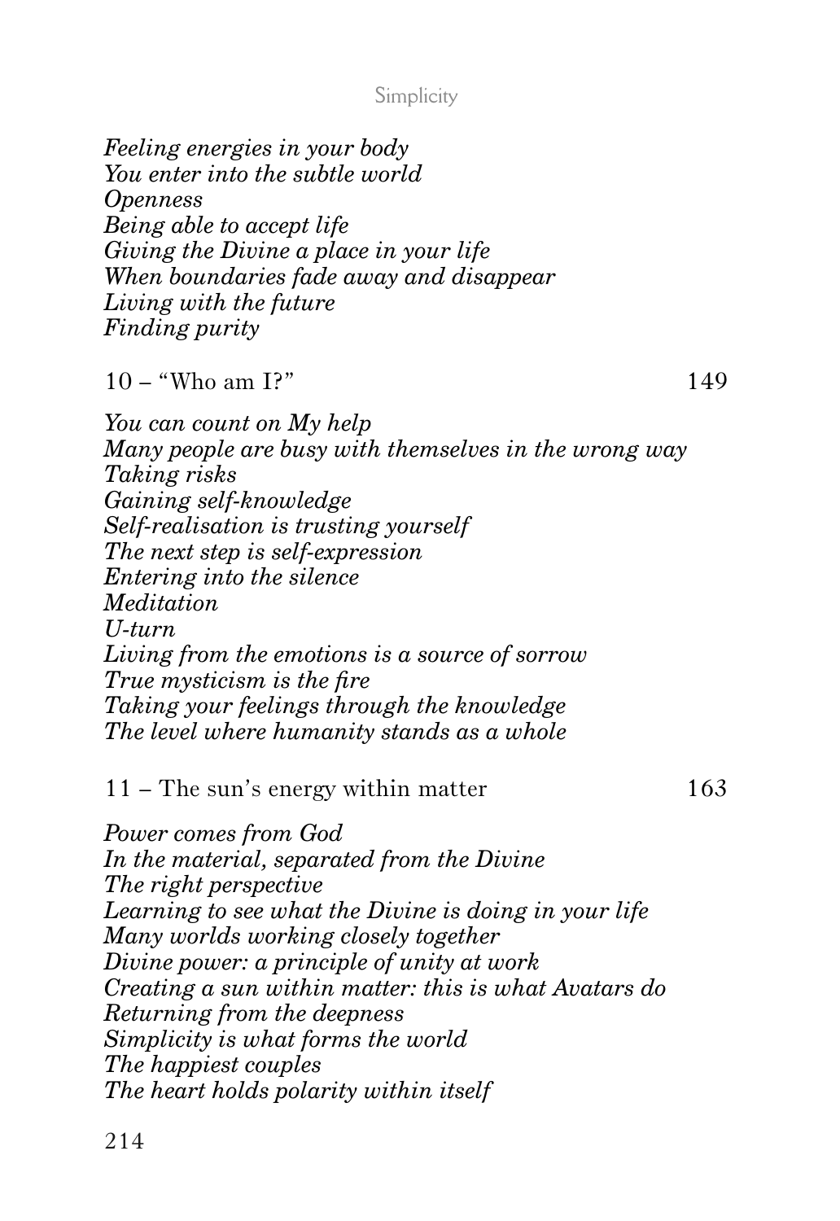*Feeling energies in your body*
*You enter into the subtle world*
*Openness*
*Being able to accept life*
*Giving the Divine a place in your life*
*When boundaries fade away and disappear*
*Living with the future*
*Finding purity*

10 – "Who am I?" 149

*You can count on My help*
*Many people are busy with themselves in the wrong way*
*Taking risks*
*Gaining self-knowledge*
*Self-realisation is trusting yourself*
*The next step is self-expression*
*Entering into the silence*
*Meditation*
*U-turn*
*Living from the emotions is a source of sorrow*
*True mysticism is the fire*
*Taking your feelings through the knowledge*
*The level where humanity stands as a whole*

11 – The sun's energy within matter 163

*Power comes from God*
*In the material, separated from the Divine*
*The right perspective*
*Learning to see what the Divine is doing in your life*
*Many worlds working closely together*
*Divine power: a principle of unity at work*
*Creating a sun within matter: this is what Avatars do*
*Returning from the deepness*
*Simplicity is what forms the world*
*The happiest couples*
*The heart holds polarity within itself*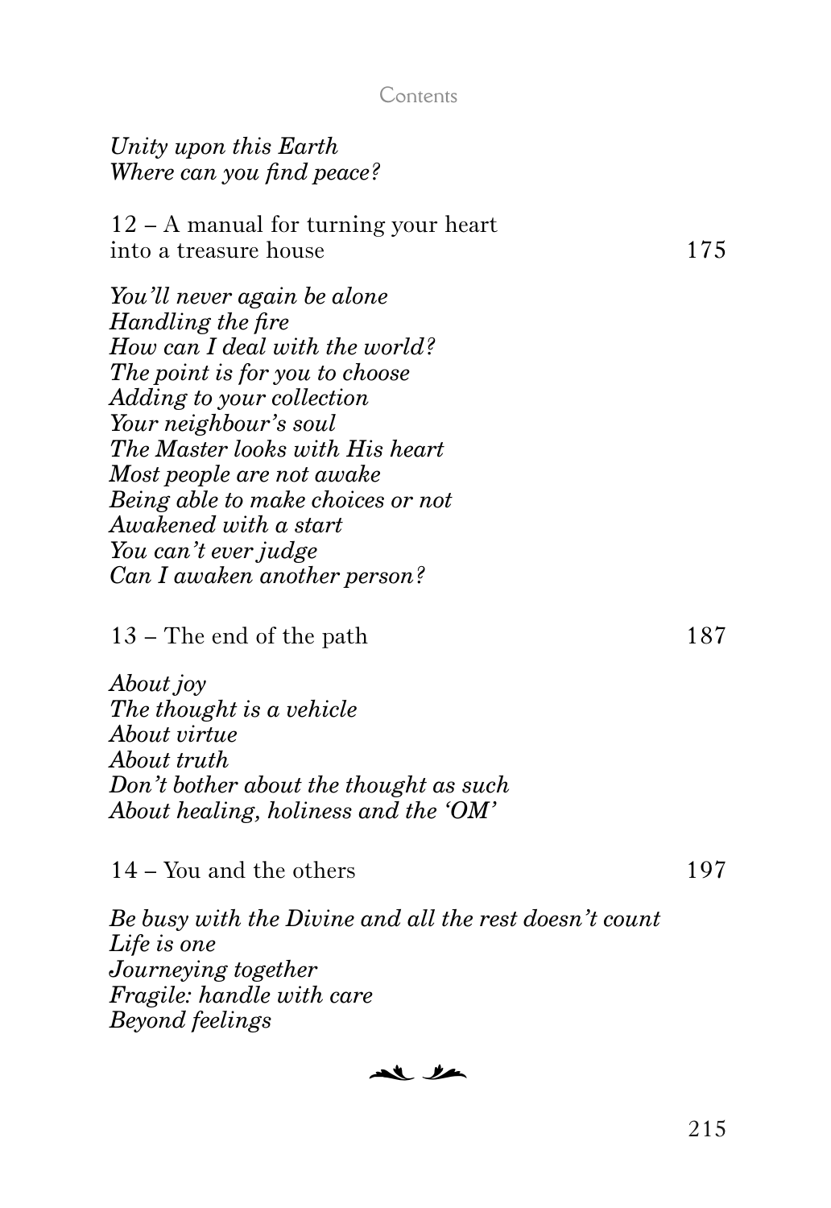*Unity upon this Earth*
*Where can you find peace?*

12 – A manual for turning your heart into a treasure house 175

*You'll never again be alone*
*Handling the fire*
*How can I deal with the world?*
*The point is for you to choose*
*Adding to your collection*
*Your neighbour's soul*
*The Master looks with His heart*
*Most people are not awake*
*Being able to make choices or not*
*Awakened with a start*
*You can't ever judge*
*Can I awaken another person?*

13 – The end of the path 187

*About joy*
*The thought is a vehicle*
*About virtue*
*About truth*
*Don't bother about the thought as such*
*About healing, holiness and the 'OM'*

14 – You and the others 197

*Be busy with the Divine and all the rest doesn't count*
*Life is one*
*Journeying together*
*Fragile: handle with care*
*Beyond feelings*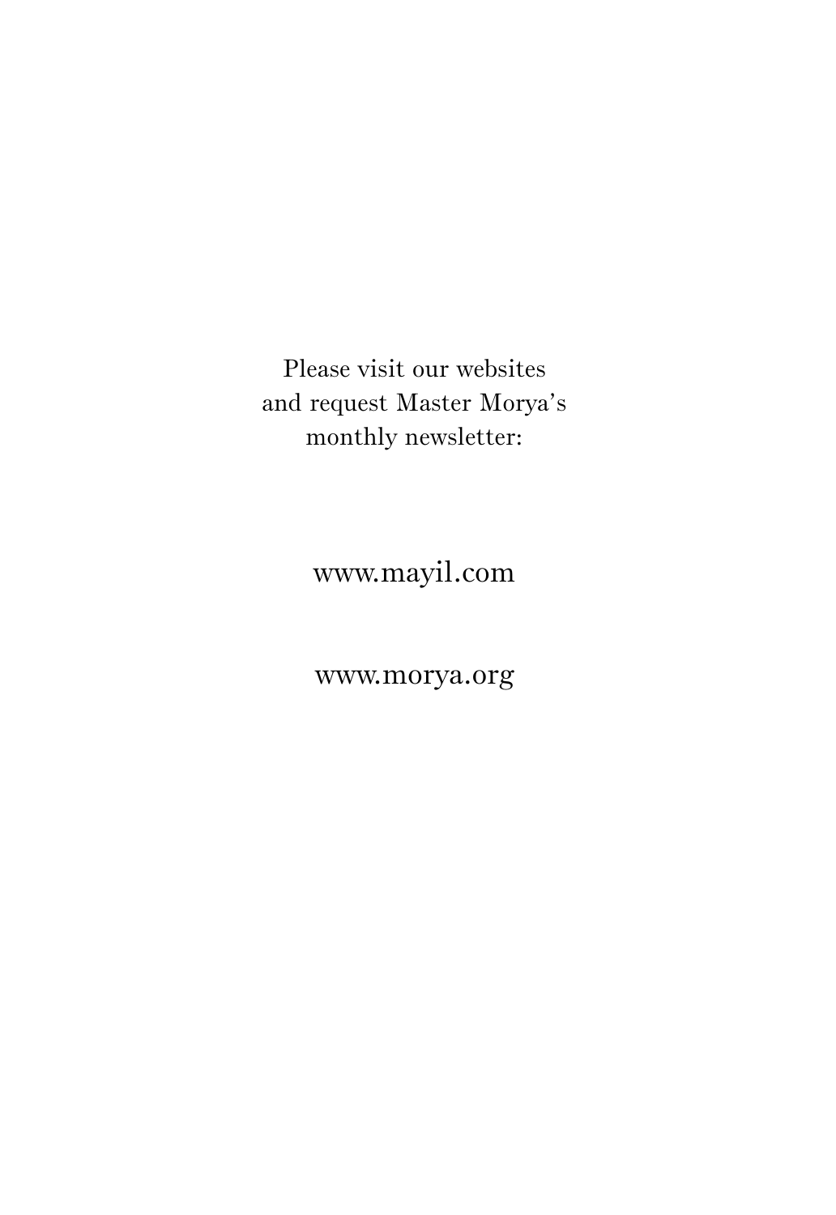Please visit our websites
and request Master Morya's
monthly newsletter:

www.mayil.com

www.morya.org